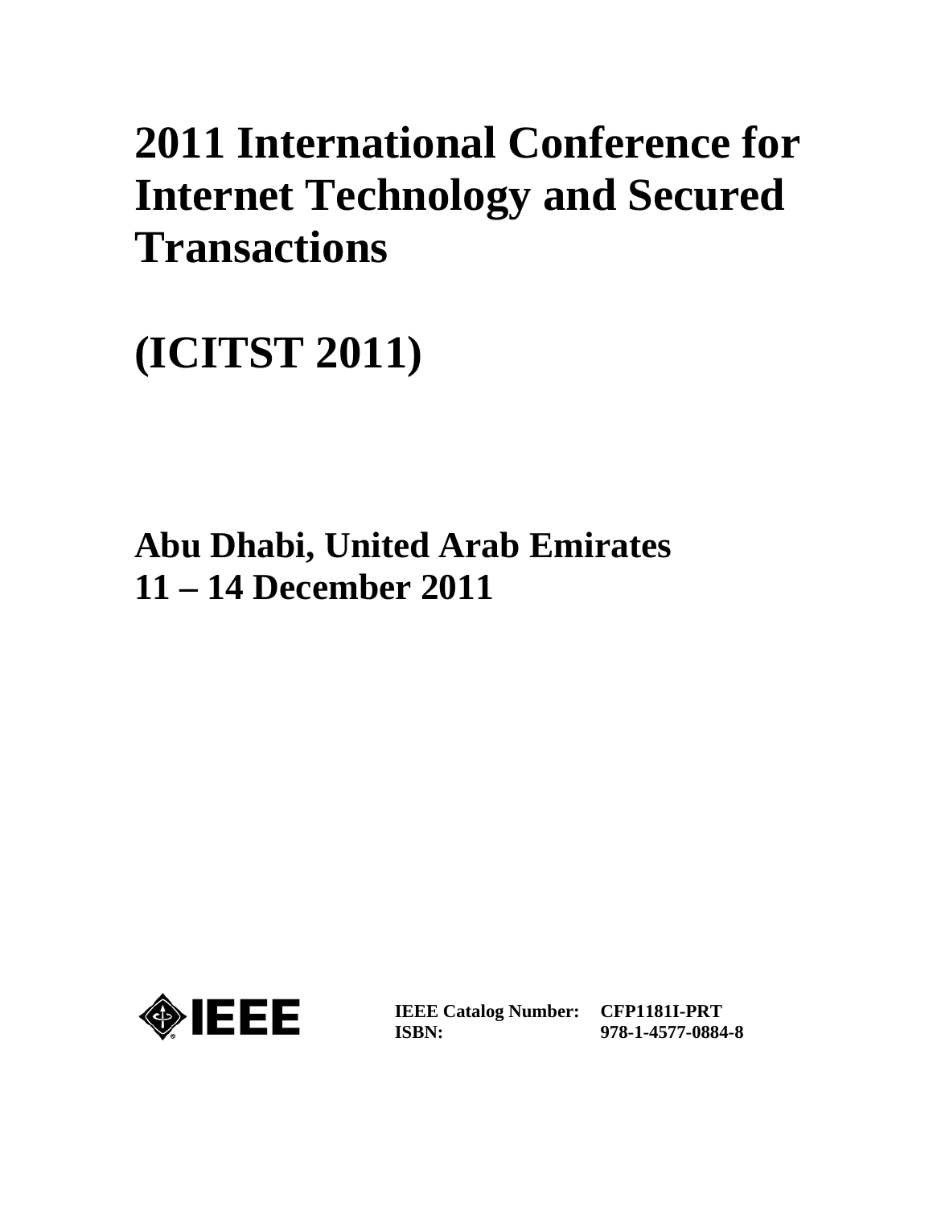# 2011 International Conference for Internet Technology and Secured Transactions

# (ICITST 2011)

## Abu Dhabi, United Arab Emirates
## 11 – 14 December 2011

**IEEE Catalog Number:** **CFP1181I-PRT**
**ISBN:** **978-1-4577-0884-8**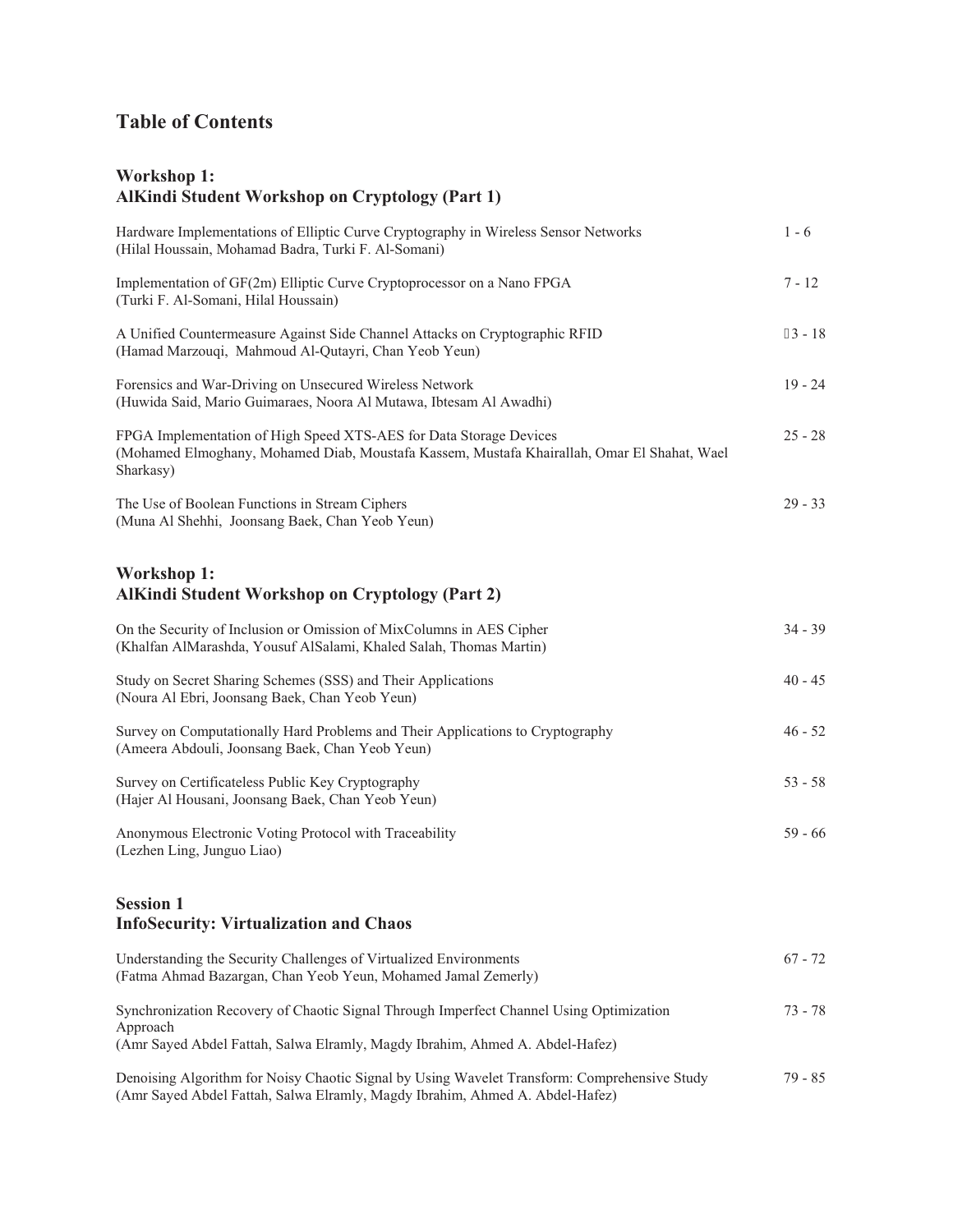# Table of Contents

## Workshop 1: AlKindi Student Workshop on Cryptology (Part 1)

| | |
|---|---|
| Hardware Implementations of Elliptic Curve Cryptography in Wireless Sensor Networks (Hilal Houssain, Mohamad Badra, Turki F. Al-Somani) | 1 - 6 |
| Implementation of GF(2m) Elliptic Curve Cryptoprocessor on a Nano FPGA (Turki F. Al-Somani, Hilal Houssain) | 7 - 12 |
| A Unified Countermeasure Against Side Channel Attacks on Cryptographic RFID (Hamad Marzouqi, Mahmoud Al-Qutayri, Chan Yeob Yeun) | 13 - 18 |
| Forensics and War-Driving on Unsecured Wireless Network (Huwida Said, Mario Guimaraes, Noora Al Mutawa, Ibtesam Al Awadhi) | 19 - 24 |
| FPGA Implementation of High Speed XTS-AES for Data Storage Devices (Mohamed Elmoghany, Mohamed Diab, Moustafa Kassem, Mustafa Khairallah, Omar El Shahat, Wael Sharkasy) | 25 - 28 |
| The Use of Boolean Functions in Stream Ciphers (Muna Al Shehhi, Joonsang Baek, Chan Yeob Yeun) | 29 - 33 |

## Workshop 1: AlKindi Student Workshop on Cryptology (Part 2)

| | |
|---|---|
| On the Security of Inclusion or Omission of MixColumns in AES Cipher (Khalfan AlMarashda, Yousuf AlSalami, Khaled Salah, Thomas Martin) | 34 - 39 |
| Study on Secret Sharing Schemes (SSS) and Their Applications (Noura Al Ebri, Joonsang Baek, Chan Yeob Yeun) | 40 - 45 |
| Survey on Computationally Hard Problems and Their Applications to Cryptography (Ameera Abdouli, Joonsang Baek, Chan Yeob Yeun) | 46 - 52 |
| Survey on Certificateless Public Key Cryptography (Hajer Al Housani, Joonsang Baek, Chan Yeob Yeun) | 53 - 58 |
| Anonymous Electronic Voting Protocol with Traceability (Lezhen Ling, Junguo Liao) | 59 - 66 |

## Session 1 InfoSecurity: Virtualization and Chaos

| | |
|---|---|
| Understanding the Security Challenges of Virtualized Environments (Fatma Ahmad Bazargan, Chan Yeob Yeun, Mohamed Jamal Zemerly) | 67 - 72 |
| Synchronization Recovery of Chaotic Signal Through Imperfect Channel Using Optimization Approach (Amr Sayed Abdel Fattah, Salwa Elramly, Magdy Ibrahim, Ahmed A. Abdel-Hafez) | 73 - 78 |
| Denoising Algorithm for Noisy Chaotic Signal by Using Wavelet Transform: Comprehensive Study (Amr Sayed Abdel Fattah, Salwa Elramly, Magdy Ibrahim, Ahmed A. Abdel-Hafez) | 79 - 85 |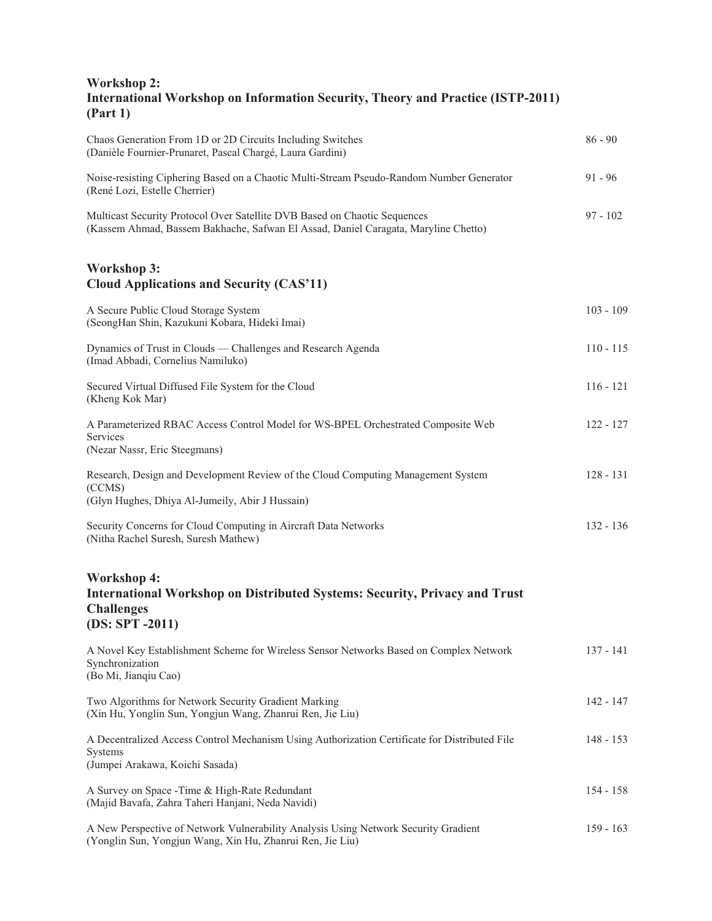## Workshop 2: International Workshop on Information Security, Theory and Practice (ISTP-2011) (Part 1)

| | |
|---|---|
| Chaos Generation From 1D or 2D Circuits Including Switches<br>(Danièle Fournier-Prunaret, Pascal Chargé, Laura Gardini) | 86 - 90 |
| Noise-resisting Ciphering Based on a Chaotic Multi-Stream Pseudo-Random Number Generator<br>(René Lozi, Estelle Cherrier) | 91 - 96 |
| Multicast Security Protocol Over Satellite DVB Based on Chaotic Sequences<br>(Kassem Ahmad, Bassem Bakhache, Safwan El Assad, Daniel Caragata, Maryline Chetto) | 97 - 102 |

## Workshop 3: Cloud Applications and Security (CAS'11)

| | |
|---|---|
| A Secure Public Cloud Storage System<br>(SeongHan Shin, Kazukuni Kobara, Hideki Imai) | 103 - 109 |
| Dynamics of Trust in Clouds — Challenges and Research Agenda<br>(Imad Abbadi, Cornelius Namiluko) | 110 - 115 |
| Secured Virtual Diffused File System for the Cloud<br>(Kheng Kok Mar) | 116 - 121 |
| A Parameterized RBAC Access Control Model for WS-BPEL Orchestrated Composite Web Services<br>(Nezar Nassr, Eric Steegmans) | 122 - 127 |
| Research, Design and Development Review of the Cloud Computing Management System (CCMS)<br>(Glyn Hughes, Dhiya Al-Jumeily, Abir J Hussain) | 128 - 131 |
| Security Concerns for Cloud Computing in Aircraft Data Networks<br>(Nitha Rachel Suresh, Suresh Mathew) | 132 - 136 |

## Workshop 4: International Workshop on Distributed Systems: Security, Privacy and Trust Challenges (DS: SPT -2011)

| | |
|---|---|
| A Novel Key Establishment Scheme for Wireless Sensor Networks Based on Complex Network Synchronization<br>(Bo Mi, Jianqiu Cao) | 137 - 141 |
| Two Algorithms for Network Security Gradient Marking<br>(Xin Hu, Yonglin Sun, Yongjun Wang, Zhanrui Ren, Jie Liu) | 142 - 147 |
| A Decentralized Access Control Mechanism Using Authorization Certificate for Distributed File Systems<br>(Jumpei Arakawa, Koichi Sasada) | 148 - 153 |
| A Survey on Space -Time & High-Rate Redundant<br>(Majid Bavafa, Zahra Taheri Hanjani, Neda Navidi) | 154 - 158 |
| A New Perspective of Network Vulnerability Analysis Using Network Security Gradient<br>(Yonglin Sun, Yongjun Wang, Xin Hu, Zhanrui Ren, Jie Liu) | 159 - 163 |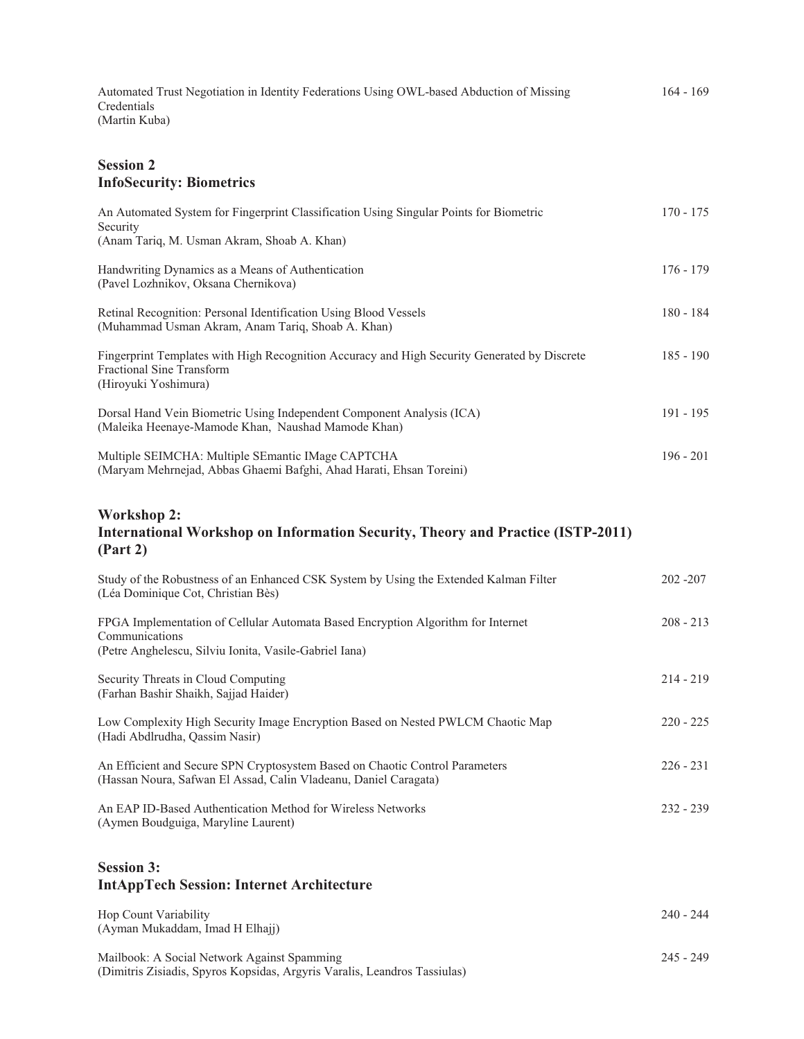Automated Trust Negotiation in Identity Federations Using OWL-based Abduction of Missing Credentials
(Martin Kuba) — 164 - 169

## Session 2
## InfoSecurity: Biometrics

An Automated System for Fingerprint Classification Using Singular Points for Biometric Security
(Anam Tariq, M. Usman Akram, Shoab A. Khan) — 170 - 175

Handwriting Dynamics as a Means of Authentication
(Pavel Lozhnikov, Oksana Chernikova) — 176 - 179

Retinal Recognition: Personal Identification Using Blood Vessels
(Muhammad Usman Akram, Anam Tariq, Shoab A. Khan) — 180 - 184

Fingerprint Templates with High Recognition Accuracy and High Security Generated by Discrete Fractional Sine Transform
(Hiroyuki Yoshimura) — 185 - 190

Dorsal Hand Vein Biometric Using Independent Component Analysis (ICA)
(Maleika Heenaye-Mamode Khan, Naushad Mamode Khan) — 191 - 195

Multiple SEIMCHA: Multiple SEmantic IMage CAPTCHA
(Maryam Mehrnejad, Abbas Ghaemi Bafghi, Ahad Harati, Ehsan Toreini) — 196 - 201

## Workshop 2:
## International Workshop on Information Security, Theory and Practice (ISTP-2011) (Part 2)

Study of the Robustness of an Enhanced CSK System by Using the Extended Kalman Filter
(Léa Dominique Cot, Christian Bès) — 202 -207

FPGA Implementation of Cellular Automata Based Encryption Algorithm for Internet Communications
(Petre Anghelescu, Silviu Ionita, Vasile-Gabriel Iana) — 208 - 213

Security Threats in Cloud Computing
(Farhan Bashir Shaikh, Sajjad Haider) — 214 - 219

Low Complexity High Security Image Encryption Based on Nested PWLCM Chaotic Map
(Hadi Abdlrudha, Qassim Nasir) — 220 - 225

An Efficient and Secure SPN Cryptosystem Based on Chaotic Control Parameters
(Hassan Noura, Safwan El Assad, Calin Vladeanu, Daniel Caragata) — 226 - 231

An EAP ID-Based Authentication Method for Wireless Networks
(Aymen Boudguiga, Maryline Laurent) — 232 - 239

## Session 3:
## IntAppTech Session: Internet Architecture

Hop Count Variability
(Ayman Mukaddam, Imad H Elhajj) — 240 - 244

Mailbook: A Social Network Against Spamming
(Dimitris Zisiadis, Spyros Kopsidas, Argyris Varalis, Leandros Tassiulas) — 245 - 249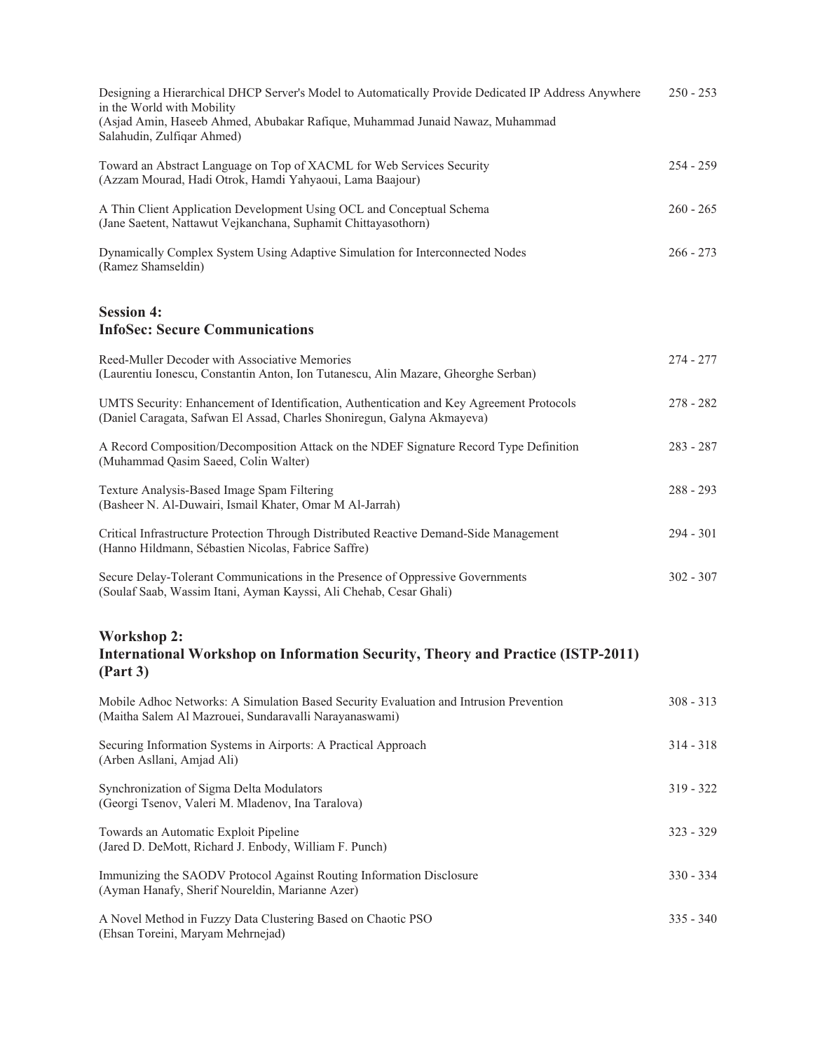Designing a Hierarchical DHCP Server's Model to Automatically Provide Dedicated IP Address Anywhere in the World with Mobility
(Asjad Amin, Haseeb Ahmed, Abubakar Rafique, Muhammad Junaid Nawaz, Muhammad Salahudin, Zulfiqar Ahmed) 250 - 253

Toward an Abstract Language on Top of XACML for Web Services Security
(Azzam Mourad, Hadi Otrok, Hamdi Yahyaoui, Lama Baajour) 254 - 259

A Thin Client Application Development Using OCL and Conceptual Schema
(Jane Saetent, Nattawut Vejkanchana, Suphamit Chittayasothorn) 260 - 265

Dynamically Complex System Using Adaptive Simulation for Interconnected Nodes
(Ramez Shamseldin) 266 - 273

## Session 4: InfoSec: Secure Communications

Reed-Muller Decoder with Associative Memories
(Laurentiu Ionescu, Constantin Anton, Ion Tutanescu, Alin Mazare, Gheorghe Serban) 274 - 277

UMTS Security: Enhancement of Identification, Authentication and Key Agreement Protocols
(Daniel Caragata, Safwan El Assad, Charles Shoniregun, Galyna Akmayeva) 278 - 282

A Record Composition/Decomposition Attack on the NDEF Signature Record Type Definition
(Muhammad Qasim Saeed, Colin Walter) 283 - 287

Texture Analysis-Based Image Spam Filtering
(Basheer N. Al-Duwairi, Ismail Khater, Omar M Al-Jarrah) 288 - 293

Critical Infrastructure Protection Through Distributed Reactive Demand-Side Management
(Hanno Hildmann, Sébastien Nicolas, Fabrice Saffre) 294 - 301

Secure Delay-Tolerant Communications in the Presence of Oppressive Governments
(Soulaf Saab, Wassim Itani, Ayman Kayssi, Ali Chehab, Cesar Ghali) 302 - 307

## Workshop 2: International Workshop on Information Security, Theory and Practice (ISTP-2011) (Part 3)

Mobile Adhoc Networks: A Simulation Based Security Evaluation and Intrusion Prevention
(Maitha Salem Al Mazrouei, Sundaravalli Narayanaswami) 308 - 313

Securing Information Systems in Airports: A Practical Approach
(Arben Asllani, Amjad Ali) 314 - 318

Synchronization of Sigma Delta Modulators
(Georgi Tsenov, Valeri M. Mladenov, Ina Taralova) 319 - 322

Towards an Automatic Exploit Pipeline
(Jared D. DeMott, Richard J. Enbody, William F. Punch) 323 - 329

Immunizing the SAODV Protocol Against Routing Information Disclosure
(Ayman Hanafy, Sherif Noureldin, Marianne Azer) 330 - 334

A Novel Method in Fuzzy Data Clustering Based on Chaotic PSO
(Ehsan Toreini, Maryam Mehrnejad) 335 - 340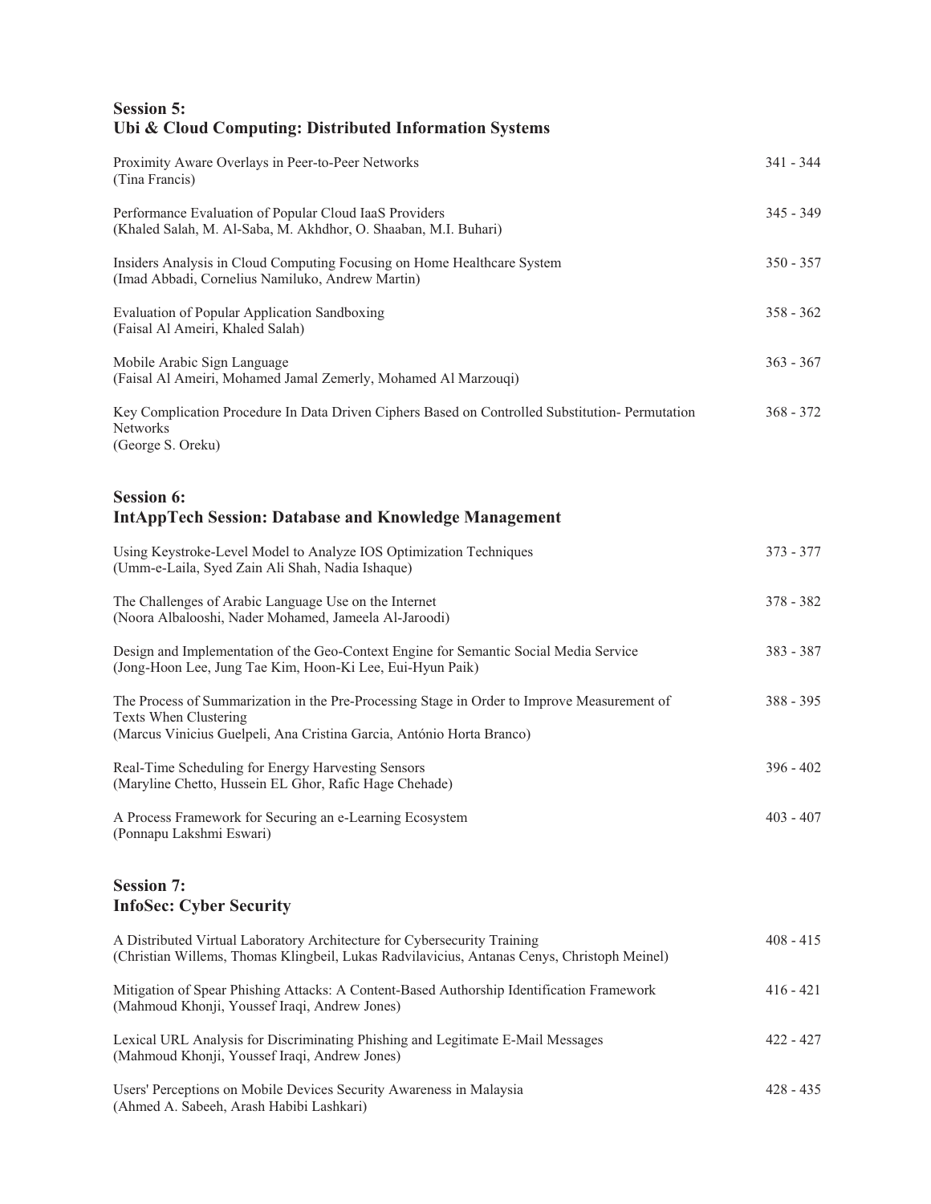## Session 5:
## Ubi & Cloud Computing: Distributed Information Systems

Proximity Aware Overlays in Peer-to-Peer Networks — 341 - 344
(Tina Francis)

Performance Evaluation of Popular Cloud IaaS Providers — 345 - 349
(Khaled Salah, M. Al-Saba, M. Akhdhor, O. Shaaban, M.I. Buhari)

Insiders Analysis in Cloud Computing Focusing on Home Healthcare System — 350 - 357
(Imad Abbadi, Cornelius Namiluko, Andrew Martin)

Evaluation of Popular Application Sandboxing — 358 - 362
(Faisal Al Ameiri, Khaled Salah)

Mobile Arabic Sign Language — 363 - 367
(Faisal Al Ameiri, Mohamed Jamal Zemerly, Mohamed Al Marzouqi)

Key Complication Procedure In Data Driven Ciphers Based on Controlled Substitution- Permutation Networks — 368 - 372
(George S. Oreku)

## Session 6:
## IntAppTech Session: Database and Knowledge Management

Using Keystroke-Level Model to Analyze IOS Optimization Techniques — 373 - 377
(Umm-e-Laila, Syed Zain Ali Shah, Nadia Ishaque)

The Challenges of Arabic Language Use on the Internet — 378 - 382
(Noora Albalooshi, Nader Mohamed, Jameela Al-Jaroodi)

Design and Implementation of the Geo-Context Engine for Semantic Social Media Service — 383 - 387
(Jong-Hoon Lee, Jung Tae Kim, Hoon-Ki Lee, Eui-Hyun Paik)

The Process of Summarization in the Pre-Processing Stage in Order to Improve Measurement of Texts When Clustering — 388 - 395
(Marcus Vinicius Guelpeli, Ana Cristina Garcia, António Horta Branco)

Real-Time Scheduling for Energy Harvesting Sensors — 396 - 402
(Maryline Chetto, Hussein EL Ghor, Rafic Hage Chehade)

A Process Framework for Securing an e-Learning Ecosystem — 403 - 407
(Ponnapu Lakshmi Eswari)

## Session 7:
## InfoSec: Cyber Security

A Distributed Virtual Laboratory Architecture for Cybersecurity Training — 408 - 415
(Christian Willems, Thomas Klingbeil, Lukas Radvilavicius, Antanas Cenys, Christoph Meinel)

Mitigation of Spear Phishing Attacks: A Content-Based Authorship Identification Framework — 416 - 421
(Mahmoud Khonji, Youssef Iraqi, Andrew Jones)

Lexical URL Analysis for Discriminating Phishing and Legitimate E-Mail Messages — 422 - 427
(Mahmoud Khonji, Youssef Iraqi, Andrew Jones)

Users' Perceptions on Mobile Devices Security Awareness in Malaysia — 428 - 435
(Ahmed A. Sabeeh, Arash Habibi Lashkari)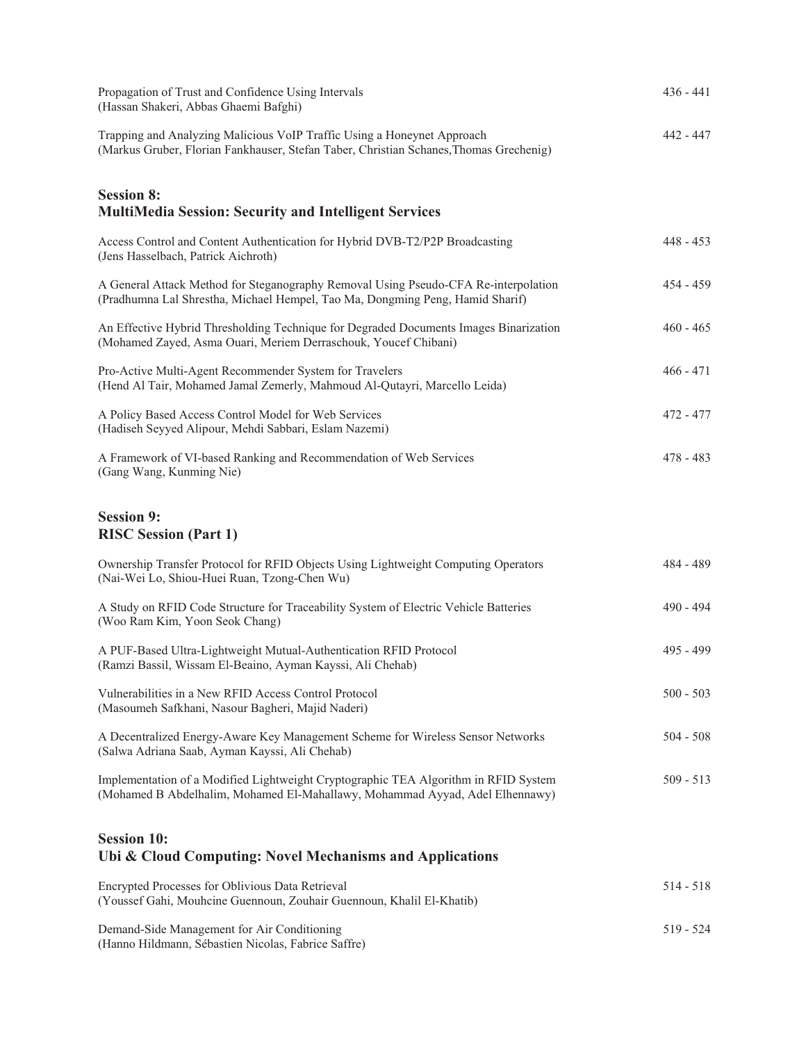Propagation of Trust and Confidence Using Intervals — 436 - 441
(Hassan Shakeri, Abbas Ghaemi Bafghi)

Trapping and Analyzing Malicious VoIP Traffic Using a Honeynet Approach — 442 - 447
(Markus Gruber, Florian Fankhauser, Stefan Taber, Christian Schanes,Thomas Grechenig)

## Session 8: MultiMedia Session: Security and Intelligent Services

Access Control and Content Authentication for Hybrid DVB-T2/P2P Broadcasting — 448 - 453
(Jens Hasselbach, Patrick Aichroth)

A General Attack Method for Steganography Removal Using Pseudo-CFA Re-interpolation — 454 - 459
(Pradhumna Lal Shrestha, Michael Hempel, Tao Ma, Dongming Peng, Hamid Sharif)

An Effective Hybrid Thresholding Technique for Degraded Documents Images Binarization — 460 - 465
(Mohamed Zayed, Asma Ouari, Meriem Derraschouk, Youcef Chibani)

Pro-Active Multi-Agent Recommender System for Travelers — 466 - 471
(Hend Al Tair, Mohamed Jamal Zemerly, Mahmoud Al-Qutayri, Marcello Leida)

A Policy Based Access Control Model for Web Services — 472 - 477
(Hadiseh Seyyed Alipour, Mehdi Sabbari, Eslam Nazemi)

A Framework of VI-based Ranking and Recommendation of Web Services — 478 - 483
(Gang Wang, Kunming Nie)

## Session 9: RISC Session (Part 1)

Ownership Transfer Protocol for RFID Objects Using Lightweight Computing Operators — 484 - 489
(Nai-Wei Lo, Shiou-Huei Ruan, Tzong-Chen Wu)

A Study on RFID Code Structure for Traceability System of Electric Vehicle Batteries — 490 - 494
(Woo Ram Kim, Yoon Seok Chang)

A PUF-Based Ultra-Lightweight Mutual-Authentication RFID Protocol — 495 - 499
(Ramzi Bassil, Wissam El-Beaino, Ayman Kayssi, Ali Chehab)

Vulnerabilities in a New RFID Access Control Protocol — 500 - 503
(Masoumeh Safkhani, Nasour Bagheri, Majid Naderi)

A Decentralized Energy-Aware Key Management Scheme for Wireless Sensor Networks — 504 - 508
(Salwa Adriana Saab, Ayman Kayssi, Ali Chehab)

Implementation of a Modified Lightweight Cryptographic TEA Algorithm in RFID System — 509 - 513
(Mohamed B Abdelhalim, Mohamed El-Mahallawy, Mohammad Ayyad, Adel Elhennawy)

## Session 10: Ubi & Cloud Computing: Novel Mechanisms and Applications

Encrypted Processes for Oblivious Data Retrieval — 514 - 518
(Youssef Gahi, Mouhcine Guennoun, Zouhair Guennoun, Khalil El-Khatib)

Demand-Side Management for Air Conditioning — 519 - 524
(Hanno Hildmann, Sébastien Nicolas, Fabrice Saffre)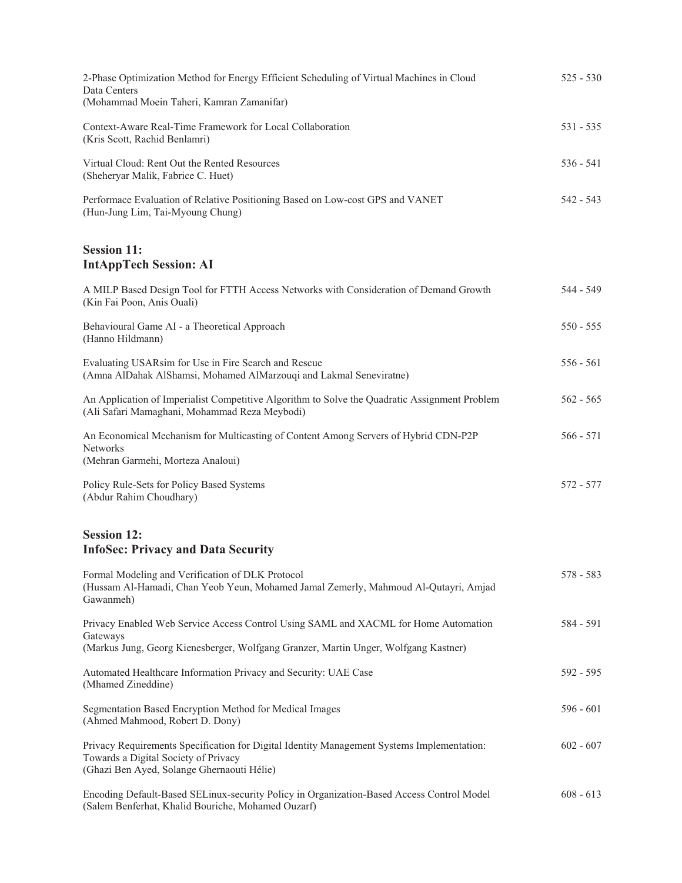2-Phase Optimization Method for Energy Efficient Scheduling of Virtual Machines in Cloud Data Centers 525 - 530
(Mohammad Moein Taheri, Kamran Zamanifar)

Context-Aware Real-Time Framework for Local Collaboration 531 - 535
(Kris Scott, Rachid Benlamri)

Virtual Cloud: Rent Out the Rented Resources 536 - 541
(Sheheryar Malik, Fabrice C. Huet)

Performace Evaluation of Relative Positioning Based on Low-cost GPS and VANET 542 - 543
(Hun-Jung Lim, Tai-Myoung Chung)

## Session 11:
## IntAppTech Session: AI

A MILP Based Design Tool for FTTH Access Networks with Consideration of Demand Growth 544 - 549
(Kin Fai Poon, Anis Ouali)

Behavioural Game AI - a Theoretical Approach 550 - 555
(Hanno Hildmann)

Evaluating USARsim for Use in Fire Search and Rescue 556 - 561
(Amna AlDahak AlShamsi, Mohamed AlMarzouqi and Lakmal Seneviratne)

An Application of Imperialist Competitive Algorithm to Solve the Quadratic Assignment Problem 562 - 565
(Ali Safari Mamaghani, Mohammad Reza Meybodi)

An Economical Mechanism for Multicasting of Content Among Servers of Hybrid CDN-P2P Networks 566 - 571
(Mehran Garmehi, Morteza Analoui)

Policy Rule-Sets for Policy Based Systems 572 - 577
(Abdur Rahim Choudhary)

## Session 12:
## InfoSec: Privacy and Data Security

Formal Modeling and Verification of DLK Protocol 578 - 583
(Hussam Al-Hamadi, Chan Yeob Yeun, Mohamed Jamal Zemerly, Mahmoud Al-Qutayri, Amjad Gawanmeh)

Privacy Enabled Web Service Access Control Using SAML and XACML for Home Automation Gateways 584 - 591
(Markus Jung, Georg Kienesberger, Wolfgang Granzer, Martin Unger, Wolfgang Kastner)

Automated Healthcare Information Privacy and Security: UAE Case 592 - 595
(Mhamed Zineddine)

Segmentation Based Encryption Method for Medical Images 596 - 601
(Ahmed Mahmood, Robert D. Dony)

Privacy Requirements Specification for Digital Identity Management Systems Implementation: Towards a Digital Society of Privacy 602 - 607
(Ghazi Ben Ayed, Solange Ghernaouti Hélie)

Encoding Default-Based SELinux-security Policy in Organization-Based Access Control Model 608 - 613
(Salem Benferhat, Khalid Bouriche, Mohamed Ouzarf)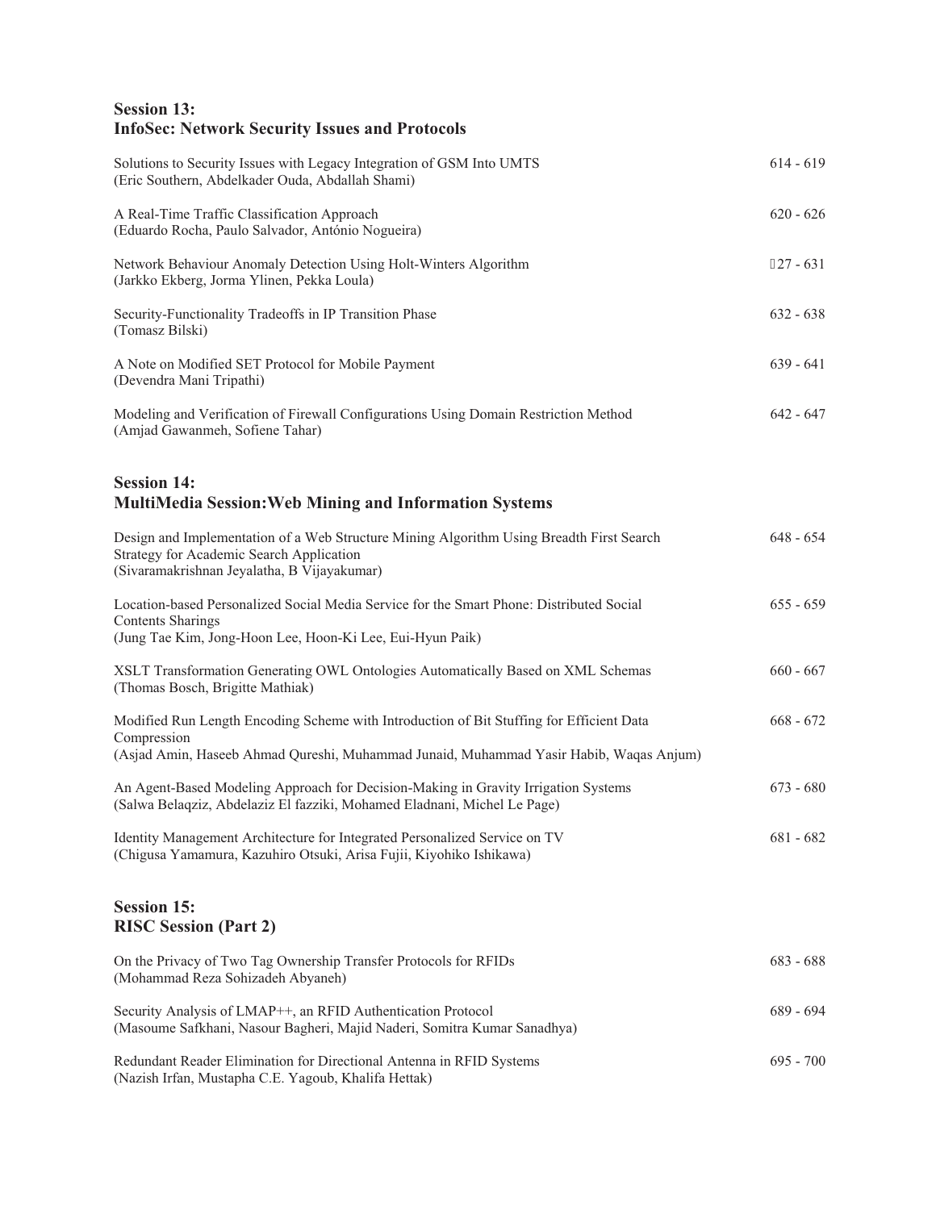## Session 13: InfoSec: Network Security Issues and Protocols

Solutions to Security Issues with Legacy Integration of GSM Into UMTS — 614 - 619
(Eric Southern, Abdelkader Ouda, Abdallah Shami)

A Real-Time Traffic Classification Approach — 620 - 626
(Eduardo Rocha, Paulo Salvador, António Nogueira)

Network Behaviour Anomaly Detection Using Holt-Winters Algorithm — 627 - 631
(Jarkko Ekberg, Jorma Ylinen, Pekka Loula)

Security-Functionality Tradeoffs in IP Transition Phase — 632 - 638
(Tomasz Bilski)

A Note on Modified SET Protocol for Mobile Payment — 639 - 641
(Devendra Mani Tripathi)

Modeling and Verification of Firewall Configurations Using Domain Restriction Method — 642 - 647
(Amjad Gawanmeh, Sofiene Tahar)

## Session 14: MultiMedia Session: Web Mining and Information Systems

Design and Implementation of a Web Structure Mining Algorithm Using Breadth First Search Strategy for Academic Search Application — 648 - 654
(Sivaramakrishnan Jeyalatha, B Vijayakumar)

Location-based Personalized Social Media Service for the Smart Phone: Distributed Social Contents Sharings — 655 - 659
(Jung Tae Kim, Jong-Hoon Lee, Hoon-Ki Lee, Eui-Hyun Paik)

XSLT Transformation Generating OWL Ontologies Automatically Based on XML Schemas — 660 - 667
(Thomas Bosch, Brigitte Mathiak)

Modified Run Length Encoding Scheme with Introduction of Bit Stuffing for Efficient Data Compression — 668 - 672
(Asjad Amin, Haseeb Ahmad Qureshi, Muhammad Junaid, Muhammad Yasir Habib, Waqas Anjum)

An Agent-Based Modeling Approach for Decision-Making in Gravity Irrigation Systems — 673 - 680
(Salwa Belaqziz, Abdelaziz El fazziki, Mohamed Eladnani, Michel Le Page)

Identity Management Architecture for Integrated Personalized Service on TV — 681 - 682
(Chigusa Yamamura, Kazuhiro Otsuki, Arisa Fujii, Kiyohiko Ishikawa)

## Session 15: RISC Session (Part 2)

On the Privacy of Two Tag Ownership Transfer Protocols for RFIDs — 683 - 688
(Mohammad Reza Sohizadeh Abyaneh)

Security Analysis of LMAP++, an RFID Authentication Protocol — 689 - 694
(Masoume Safkhani, Nasour Bagheri, Majid Naderi, Somitra Kumar Sanadhya)

Redundant Reader Elimination for Directional Antenna in RFID Systems — 695 - 700
(Nazish Irfan, Mustapha C.E. Yagoub, Khalifa Hettak)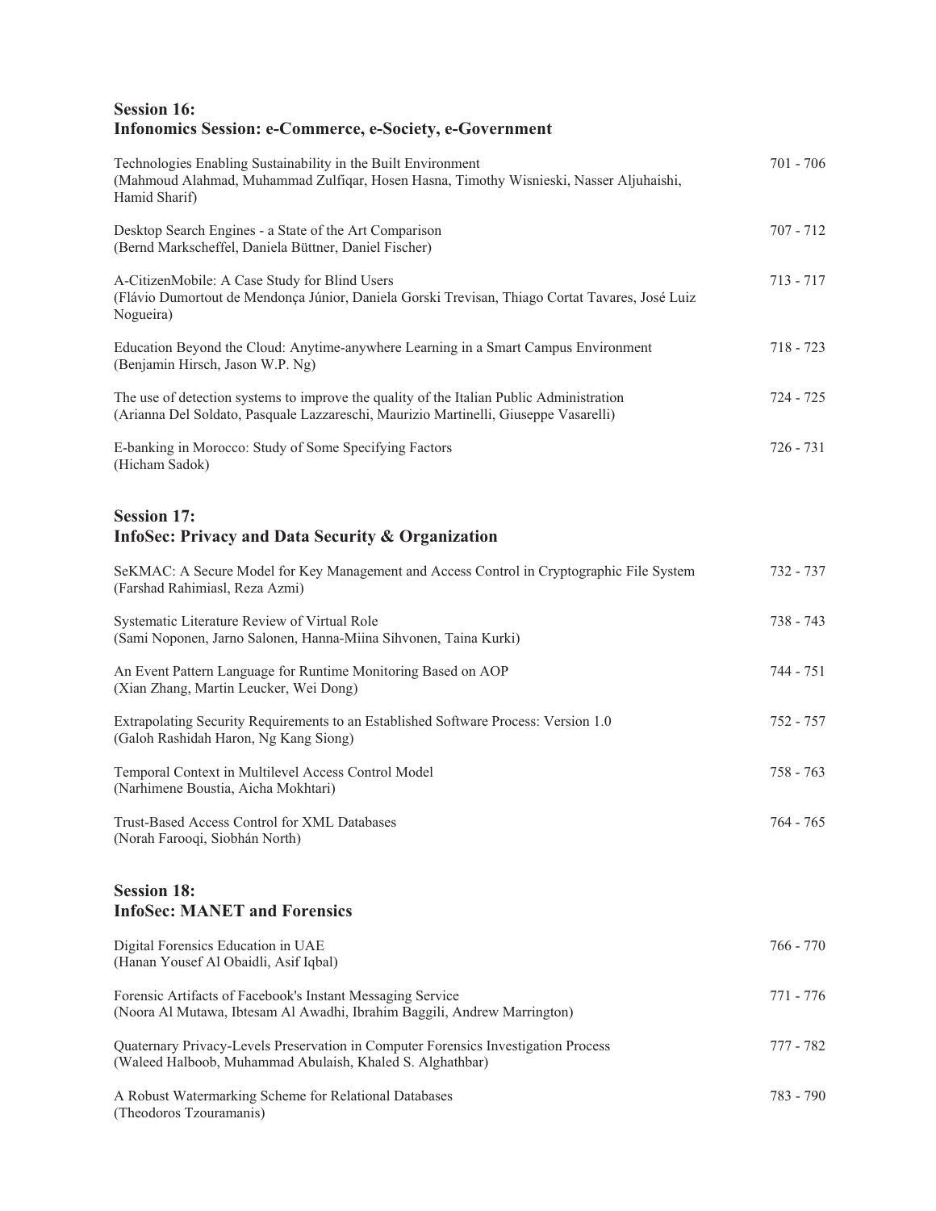## Session 16:
## Infonomics Session: e-Commerce, e-Society, e-Government

Technologies Enabling Sustainability in the Built Environment
(Mahmoud Alahmad, Muhammad Zulfiqar, Hosen Hasna, Timothy Wisnieski, Nasser Aljuhaishi, Hamid Sharif) — 701 - 706

Desktop Search Engines - a State of the Art Comparison
(Bernd Markscheffel, Daniela Büttner, Daniel Fischer) — 707 - 712

A-CitizenMobile: A Case Study for Blind Users
(Flávio Dumortout de Mendonça Júnior, Daniela Gorski Trevisan, Thiago Cortat Tavares, José Luiz Nogueira) — 713 - 717

Education Beyond the Cloud: Anytime-anywhere Learning in a Smart Campus Environment
(Benjamin Hirsch, Jason W.P. Ng) — 718 - 723

The use of detection systems to improve the quality of the Italian Public Administration
(Arianna Del Soldato, Pasquale Lazzareschi, Maurizio Martinelli, Giuseppe Vasarelli) — 724 - 725

E-banking in Morocco: Study of Some Specifying Factors
(Hicham Sadok) — 726 - 731

## Session 17:
## InfoSec: Privacy and Data Security & Organization

SeKMAC: A Secure Model for Key Management and Access Control in Cryptographic File System
(Farshad Rahimiasl, Reza Azmi) — 732 - 737

Systematic Literature Review of Virtual Role
(Sami Noponen, Jarno Salonen, Hanna-Miina Sihvonen, Taina Kurki) — 738 - 743

An Event Pattern Language for Runtime Monitoring Based on AOP
(Xian Zhang, Martin Leucker, Wei Dong) — 744 - 751

Extrapolating Security Requirements to an Established Software Process: Version 1.0
(Galoh Rashidah Haron, Ng Kang Siong) — 752 - 757

Temporal Context in Multilevel Access Control Model
(Narhimene Boustia, Aicha Mokhtari) — 758 - 763

Trust-Based Access Control for XML Databases
(Norah Farooqi, Siobhán North) — 764 - 765

## Session 18:
## InfoSec: MANET and Forensics

Digital Forensics Education in UAE
(Hanan Yousef Al Obaidli, Asif Iqbal) — 766 - 770

Forensic Artifacts of Facebook's Instant Messaging Service
(Noora Al Mutawa, Ibtesam Al Awadhi, Ibrahim Baggili, Andrew Marrington) — 771 - 776

Quaternary Privacy-Levels Preservation in Computer Forensics Investigation Process
(Waleed Halboob, Muhammad Abulaish, Khaled S. Alghathbar) — 777 - 782

A Robust Watermarking Scheme for Relational Databases
(Theodoros Tzouramanis) — 783 - 790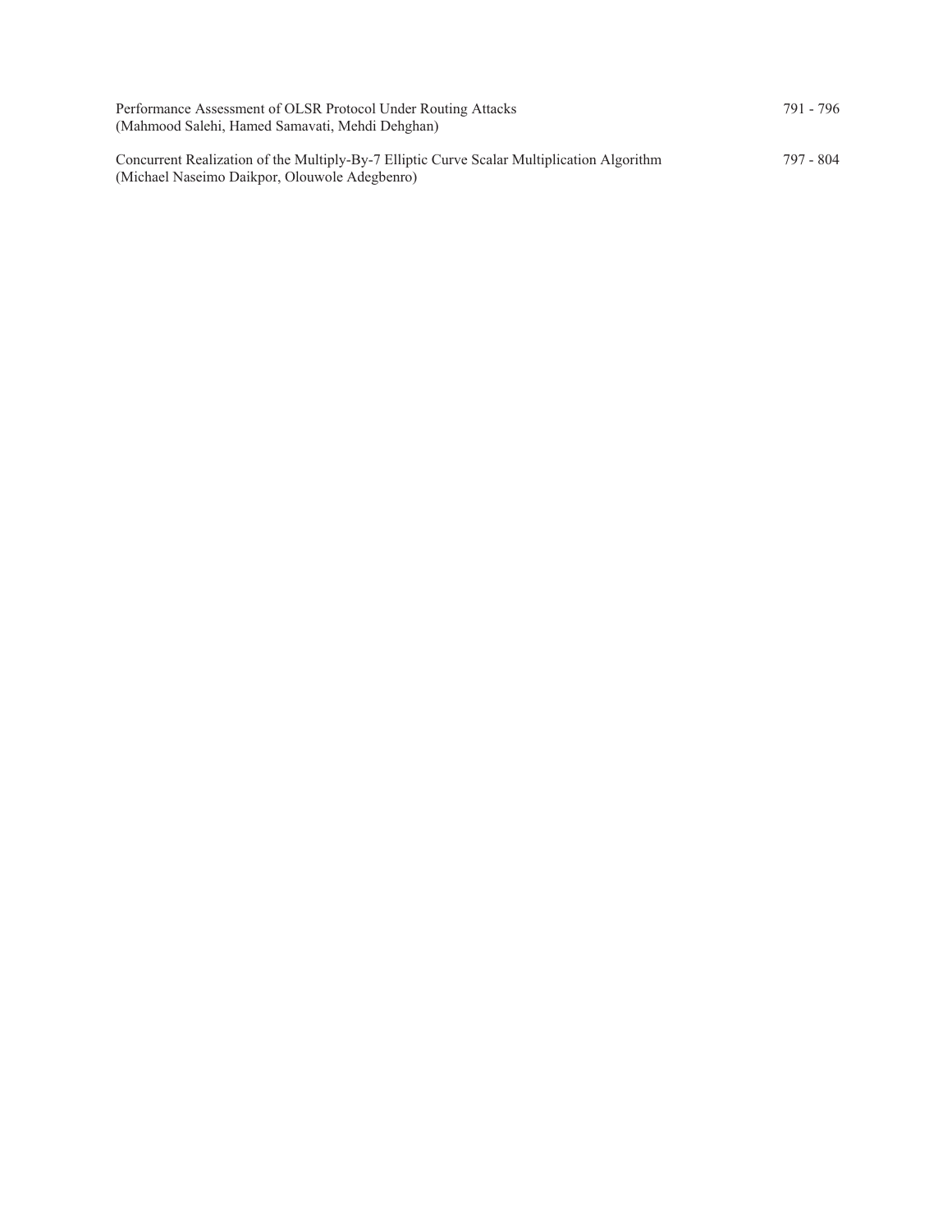Performance Assessment of OLSR Protocol Under Routing Attacks 791 - 796
(Mahmood Salehi, Hamed Samavati, Mehdi Dehghan)

Concurrent Realization of the Multiply-By-7 Elliptic Curve Scalar Multiplication Algorithm 797 - 804
(Michael Naseimo Daikpor, Olouwole Adegbenro)